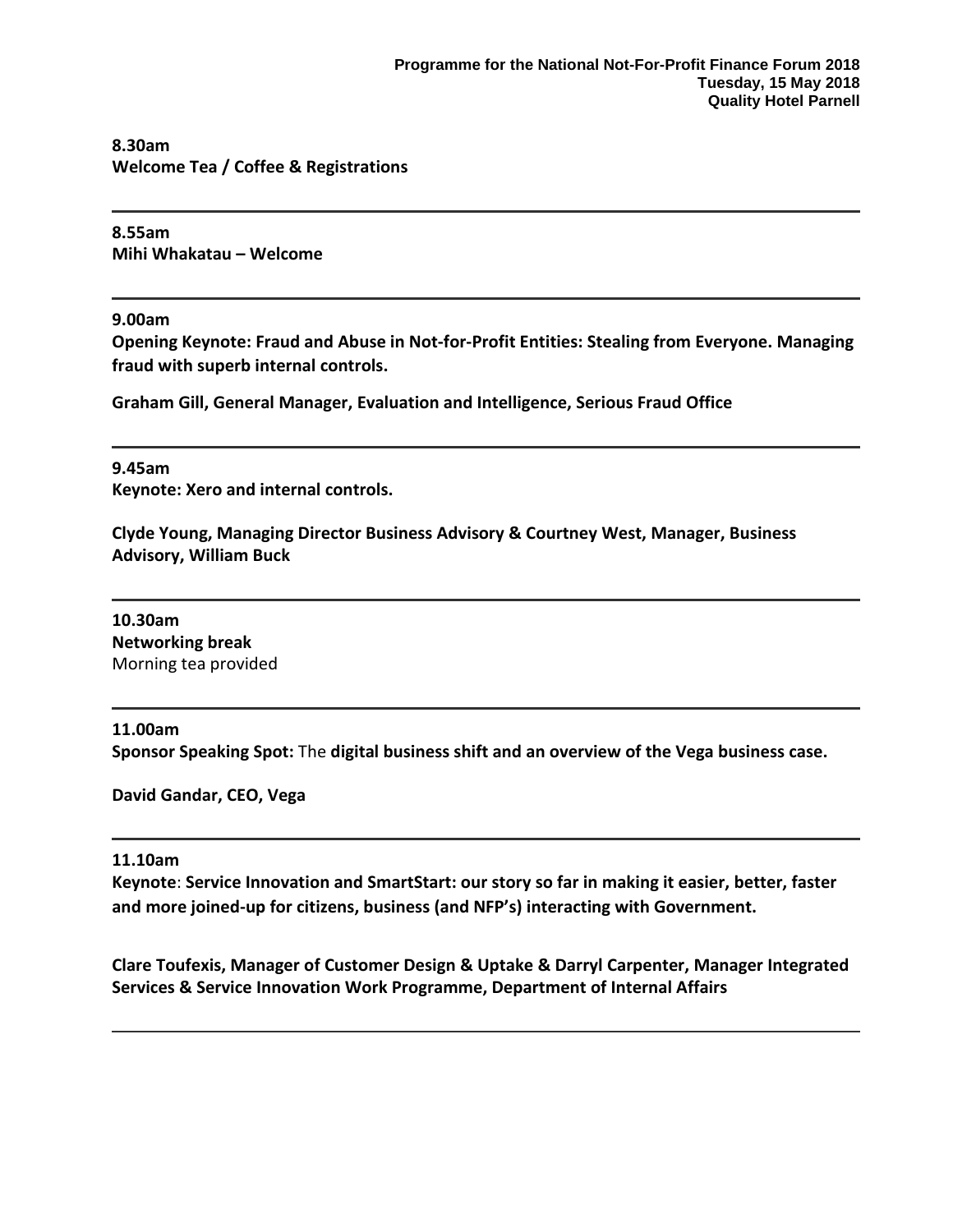**Programme for the National Not-For-Profit Finance Forum 2018**
**Tuesday, 15 May 2018**
**Quality Hotel Parnell**

**8.30am**
**Welcome Tea / Coffee & Registrations**

---

**8.55am**
**Mihi Whakatau – Welcome**

---

**9.00am**
**Opening Keynote: Fraud and Abuse in Not-for-Profit Entities: Stealing from Everyone. Managing fraud with superb internal controls.**

**Graham Gill, General Manager, Evaluation and Intelligence, Serious Fraud Office**

---

**9.45am**
**Keynote: Xero and internal controls.**

**Clyde Young, Managing Director Business Advisory & Courtney West, Manager, Business Advisory, William Buck**

---

**10.30am**
**Networking break**
Morning tea provided

---

**11.00am**
**Sponsor Speaking Spot:** The **digital business shift and an overview of the Vega business case.**

**David Gandar, CEO, Vega**

---

**11.10am**
**Keynote**: **Service Innovation and SmartStart: our story so far in making it easier, better, faster and more joined-up for citizens, business (and NFP's) interacting with Government.**

**Clare Toufexis, Manager of Customer Design & Uptake & Darryl Carpenter, Manager Integrated Services & Service Innovation Work Programme, Department of Internal Affairs**

---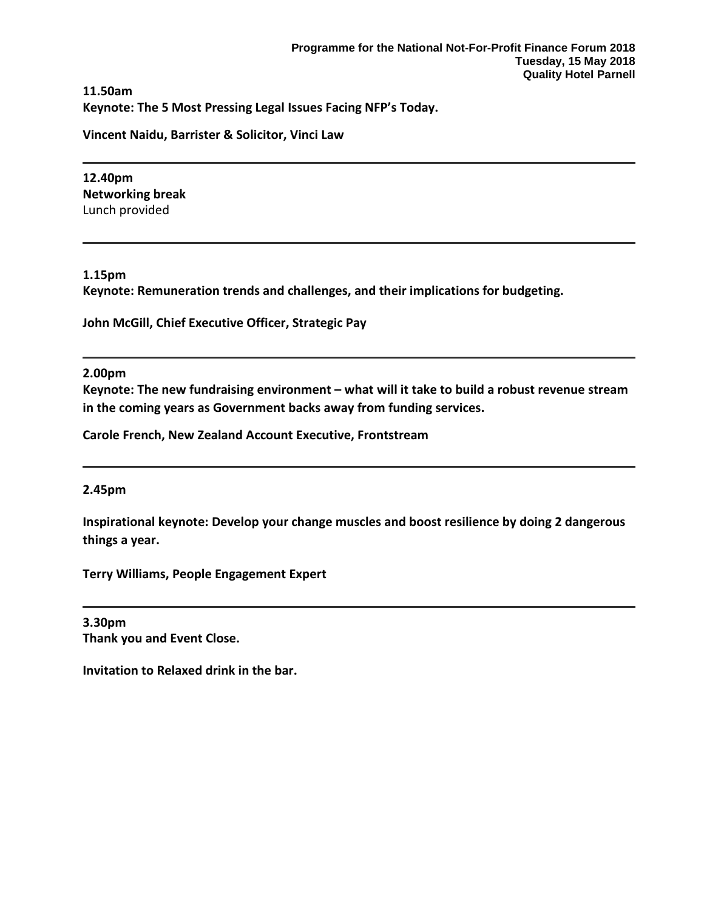**11.50am**

**Keynote: The 5 Most Pressing Legal Issues Facing NFP's Today.**

**Vincent Naidu, Barrister & Solicitor, Vinci Law**

---

**12.40pm**

**Networking break**

Lunch provided

---

**1.15pm**

**Keynote: Remuneration trends and challenges, and their implications for budgeting.**

**John McGill, Chief Executive Officer, Strategic Pay**

---

**2.00pm**

**Keynote: The new fundraising environment – what will it take to build a robust revenue stream in the coming years as Government backs away from funding services.**

**Carole French, New Zealand Account Executive, Frontstream**

---

**2.45pm**

**Inspirational keynote: Develop your change muscles and boost resilience by doing 2 dangerous things a year.**

**Terry Williams, People Engagement Expert**

---

**3.30pm**

**Thank you and Event Close.**

**Invitation to Relaxed drink in the bar.**